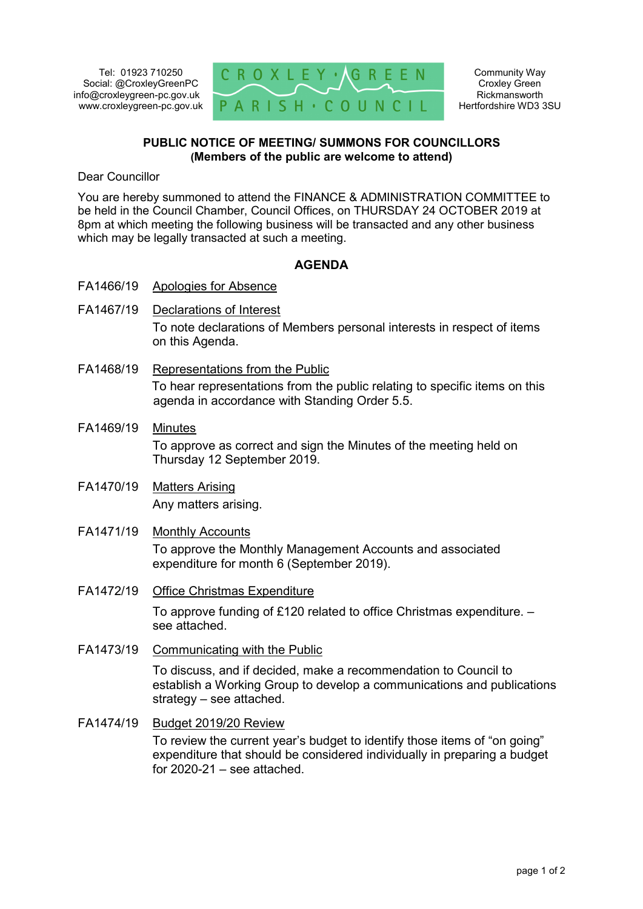Tel: 01923 710250
Social: @CroxleyGreenPC
info@croxleygreen-pc.gov.uk
www.croxleygreen-pc.gov.uk

CROXLEY GREEN PARISH COUNCIL

Community Way
Croxley Green
Rickmansworth
Hertfordshire WD3 3SU

**PUBLIC NOTICE OF MEETING/ SUMMONS FOR COUNCILLORS**
**(Members of the public are welcome to attend)**

Dear Councillor

You are hereby summoned to attend the FINANCE & ADMINISTRATION COMMITTEE to be held in the Council Chamber, Council Offices, on THURSDAY 24 OCTOBER 2019 at 8pm at which meeting the following business will be transacted and any other business which may be legally transacted at such a meeting.

## AGENDA

**FA1466/19** Apologies for Absence

**FA1467/19** Declarations of Interest

To note declarations of Members personal interests in respect of items on this Agenda.

**FA1468/19** Representations from the Public

To hear representations from the public relating to specific items on this agenda in accordance with Standing Order 5.5.

**FA1469/19** Minutes

To approve as correct and sign the Minutes of the meeting held on Thursday 12 September 2019.

**FA1470/19** Matters Arising

Any matters arising.

**FA1471/19** Monthly Accounts

To approve the Monthly Management Accounts and associated expenditure for month 6 (September 2019).

**FA1472/19** Office Christmas Expenditure

To approve funding of £120 related to office Christmas expenditure. – see attached.

**FA1473/19** Communicating with the Public

To discuss, and if decided, make a recommendation to Council to establish a Working Group to develop a communications and publications strategy – see attached.

**FA1474/19** Budget 2019/20 Review

To review the current year's budget to identify those items of "on going" expenditure that should be considered individually in preparing a budget for 2020-21 – see attached.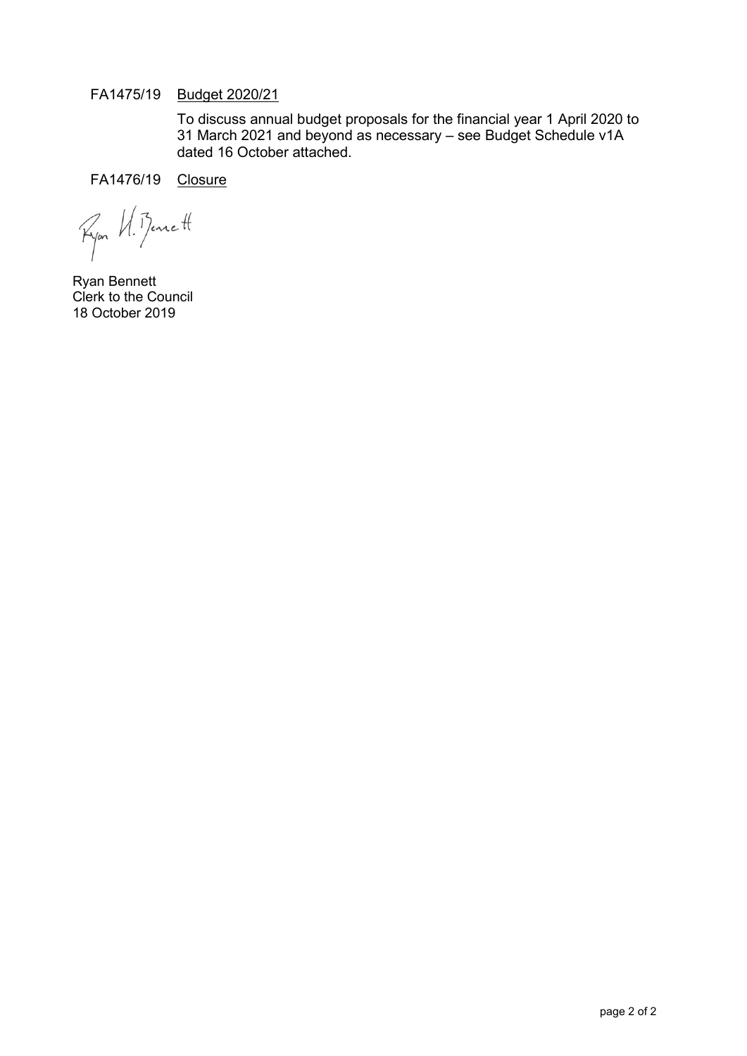FA1475/19 <u>Budget 2020/21</u>

To discuss annual budget proposals for the financial year 1 April 2020 to 31 March 2021 and beyond as necessary – see Budget Schedule v1A dated 16 October attached.

FA1476/19 <u>Closure</u>

Ryan Bennett
Clerk to the Council
18 October 2019